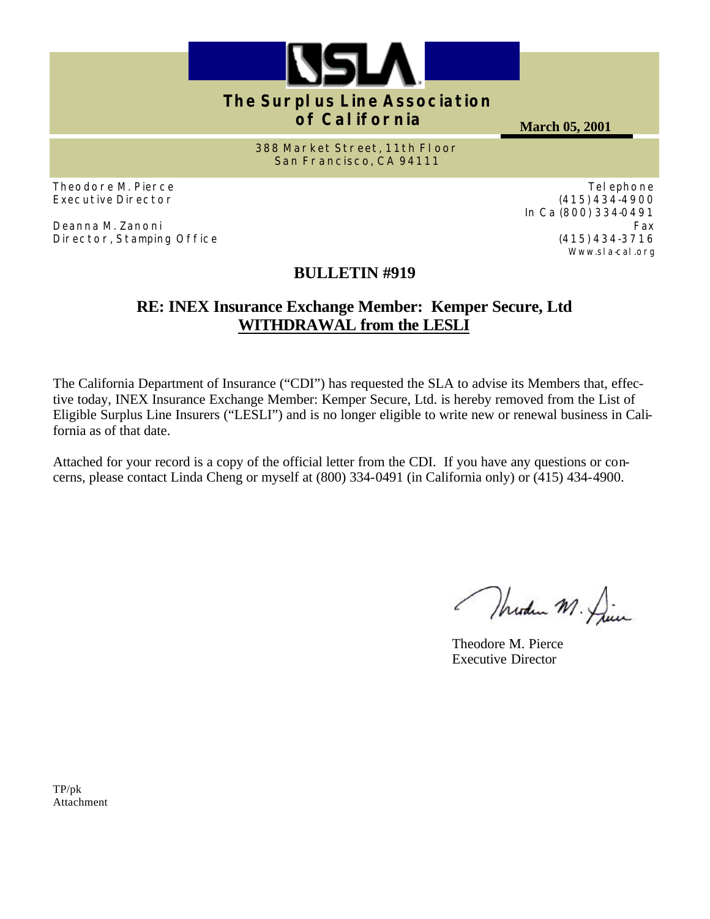**The Surplus Line Association of California**

**March 05, 2001**

388 Market Street, 11th Floor
San Francisco, CA 94111

Theodore M. Pierce
Executive Director

Deanna M. Zanoni
Director, Stamping Office

Telephone
(415) 434-4900
In Ca (800) 334-0491
Fax
(415) 434-3716
Www.sla-cal.org

## BULLETIN #919

## RE: INEX Insurance Exchange Member: Kemper Secure, Ltd
## WITHDRAWAL from the LESLI

The California Department of Insurance ("CDI") has requested the SLA to advise its Members that, effective today, INEX Insurance Exchange Member: Kemper Secure, Ltd. is hereby removed from the List of Eligible Surplus Line Insurers ("LESLI") and is no longer eligible to write new or renewal business in California as of that date.

Attached for your record is a copy of the official letter from the CDI. If you have any questions or concerns, please contact Linda Cheng or myself at (800) 334-0491 (in California only) or (415) 434-4900.

Theodore M. Pierce
Executive Director

TP/pk
Attachment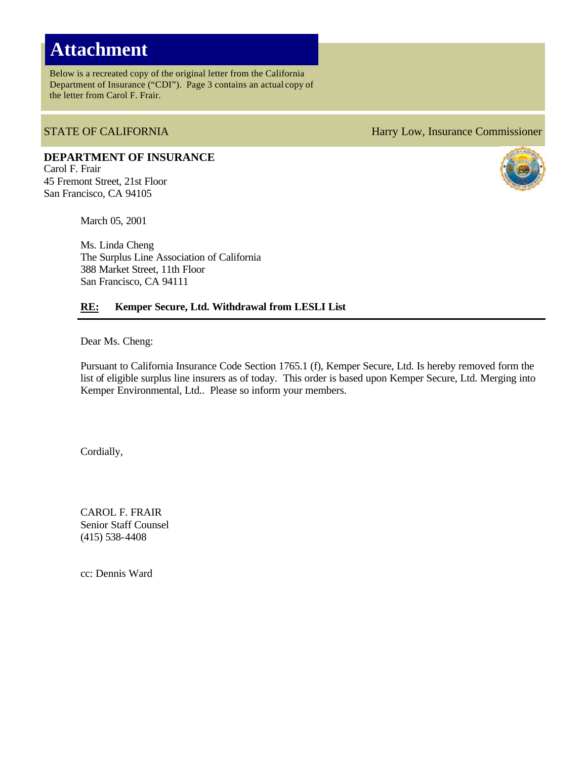# Attachment

Below is a recreated copy of the original letter from the California Department of Insurance ("CDI"). Page 3 contains an actual copy of the letter from Carol F. Frair.

STATE OF CALIFORNIA | Harry Low, Insurance Commissioner

**DEPARTMENT OF INSURANCE**
Carol F. Frair
45 Fremont Street, 21st Floor
San Francisco, CA 94105

March 05, 2001

Ms. Linda Cheng
The Surplus Line Association of California
388 Market Street, 11th Floor
San Francisco, CA 94111

**RE: Kemper Secure, Ltd. Withdrawal from LESLI List**

Dear Ms. Cheng:

Pursuant to California Insurance Code Section 1765.1 (f), Kemper Secure, Ltd. Is hereby removed form the list of eligible surplus line insurers as of today. This order is based upon Kemper Secure, Ltd. Merging into Kemper Environmental, Ltd.. Please so inform your members.

Cordially,

CAROL F. FRAIR
Senior Staff Counsel
(415) 538-4408

cc: Dennis Ward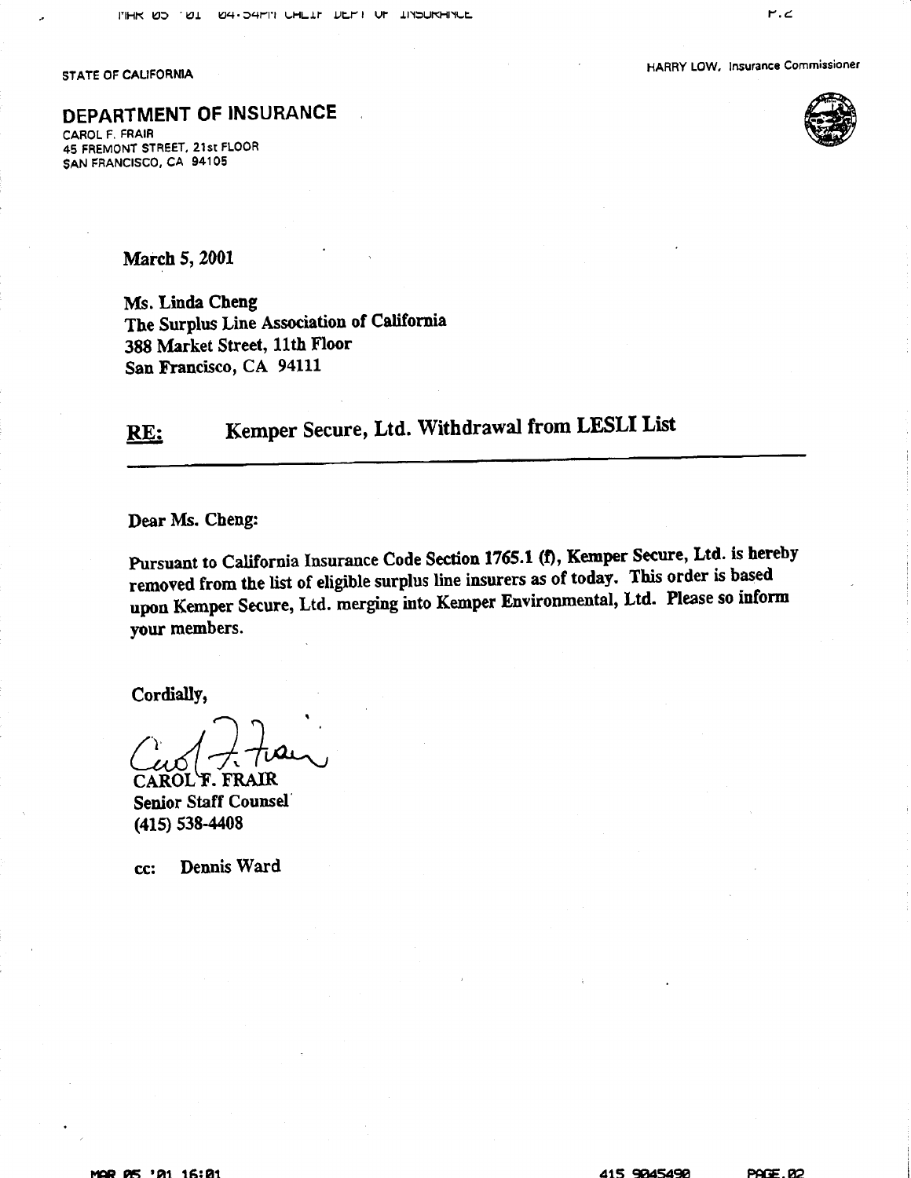STATE OF CALIFORNIA

HARRY LOW, Insurance Commissioner

**DEPARTMENT OF INSURANCE**
CAROL F. FRAIR
45 FREMONT STREET, 21st FLOOR
SAN FRANCISCO, CA 94105

March 5, 2001

Ms. Linda Cheng
The Surplus Line Association of California
388 Market Street, 11th Floor
San Francisco, CA 94111

**RE:** Kemper Secure, Ltd. Withdrawal from LESLI List

Dear Ms. Cheng:

Pursuant to California Insurance Code Section 1765.1 (f), Kemper Secure, Ltd. is hereby removed from the list of eligible surplus line insurers as of today. This order is based upon Kemper Secure, Ltd. merging into Kemper Environmental, Ltd. Please so inform your members.

Cordially,

CAROL F. FRAIR
Senior Staff Counsel
(415) 538-4408

cc: Dennis Ward